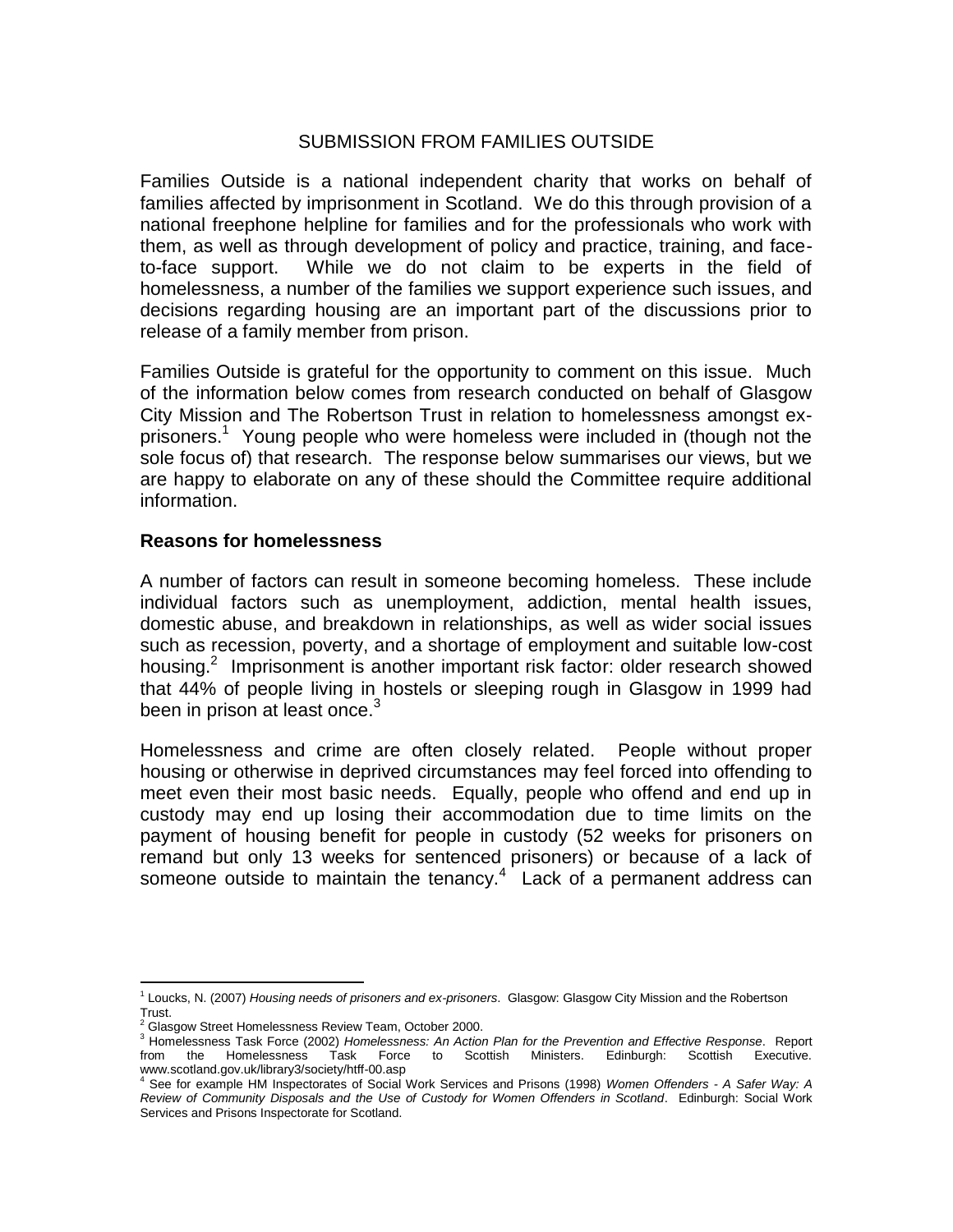SUBMISSION FROM FAMILIES OUTSIDE

Families Outside is a national independent charity that works on behalf of families affected by imprisonment in Scotland. We do this through provision of a national freephone helpline for families and for the professionals who work with them, as well as through development of policy and practice, training, and face-to-face support. While we do not claim to be experts in the field of homelessness, a number of the families we support experience such issues, and decisions regarding housing are an important part of the discussions prior to release of a family member from prison.

Families Outside is grateful for the opportunity to comment on this issue. Much of the information below comes from research conducted on behalf of Glasgow City Mission and The Robertson Trust in relation to homelessness amongst ex-prisoners.[1] Young people who were homeless were included in (though not the sole focus of) that research. The response below summarises our views, but we are happy to elaborate on any of these should the Committee require additional information.

## Reasons for homelessness

A number of factors can result in someone becoming homeless. These include individual factors such as unemployment, addiction, mental health issues, domestic abuse, and breakdown in relationships, as well as wider social issues such as recession, poverty, and a shortage of employment and suitable low-cost housing.[2] Imprisonment is another important risk factor: older research showed that 44% of people living in hostels or sleeping rough in Glasgow in 1999 had been in prison at least once.[3]

Homelessness and crime are often closely related. People without proper housing or otherwise in deprived circumstances may feel forced into offending to meet even their most basic needs. Equally, people who offend and end up in custody may end up losing their accommodation due to time limits on the payment of housing benefit for people in custody (52 weeks for prisoners on remand but only 13 weeks for sentenced prisoners) or because of a lack of someone outside to maintain the tenancy.[4] Lack of a permanent address can

---

[1] Loucks, N. (2007) *Housing needs of prisoners and ex-prisoners*. Glasgow: Glasgow City Mission and the Robertson Trust.

[2] Glasgow Street Homelessness Review Team, October 2000.

[3] Homelessness Task Force (2002) *Homelessness: An Action Plan for the Prevention and Effective Response*. Report from the Homelessness Task Force to Scottish Ministers. Edinburgh: Scottish Executive. www.scotland.gov.uk/library3/society/htff-00.asp

[4] See for example HM Inspectorates of Social Work Services and Prisons (1998) *Women Offenders - A Safer Way: A Review of Community Disposals and the Use of Custody for Women Offenders in Scotland*. Edinburgh: Social Work Services and Prisons Inspectorate for Scotland.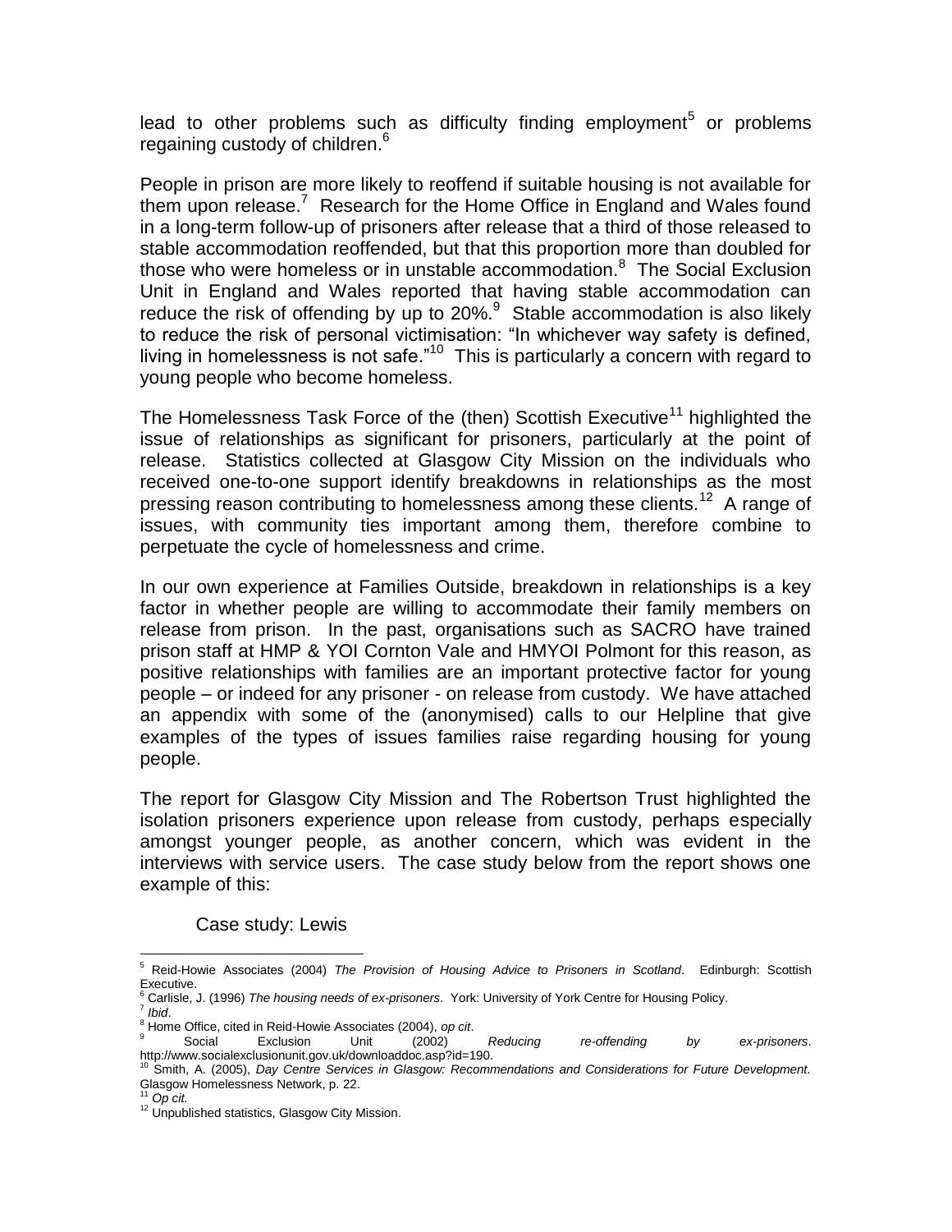lead to other problems such as difficulty finding employment[5] or problems regaining custody of children.[6]

People in prison are more likely to reoffend if suitable housing is not available for them upon release.[7] Research for the Home Office in England and Wales found in a long-term follow-up of prisoners after release that a third of those released to stable accommodation reoffended, but that this proportion more than doubled for those who were homeless or in unstable accommodation.[8] The Social Exclusion Unit in England and Wales reported that having stable accommodation can reduce the risk of offending by up to 20%.[9] Stable accommodation is also likely to reduce the risk of personal victimisation: "In whichever way safety is defined, living in homelessness is not safe."[10] This is particularly a concern with regard to young people who become homeless.

The Homelessness Task Force of the (then) Scottish Executive[11] highlighted the issue of relationships as significant for prisoners, particularly at the point of release. Statistics collected at Glasgow City Mission on the individuals who received one-to-one support identify breakdowns in relationships as the most pressing reason contributing to homelessness among these clients.[12] A range of issues, with community ties important among them, therefore combine to perpetuate the cycle of homelessness and crime.

In our own experience at Families Outside, breakdown in relationships is a key factor in whether people are willing to accommodate their family members on release from prison. In the past, organisations such as SACRO have trained prison staff at HMP & YOI Cornton Vale and HMYOI Polmont for this reason, as positive relationships with families are an important protective factor for young people – or indeed for any prisoner - on release from custody. We have attached an appendix with some of the (anonymised) calls to our Helpline that give examples of the types of issues families raise regarding housing for young people.

The report for Glasgow City Mission and The Robertson Trust highlighted the isolation prisoners experience upon release from custody, perhaps especially amongst younger people, as another concern, which was evident in the interviews with service users. The case study below from the report shows one example of this:

Case study: Lewis

---

[5] Reid-Howie Associates (2004) *The Provision of Housing Advice to Prisoners in Scotland*. Edinburgh: Scottish Executive.

[6] Carlisle, J. (1996) *The housing needs of ex-prisoners*. York: University of York Centre for Housing Policy.

[7] *Ibid*.

[8] Home Office, cited in Reid-Howie Associates (2004), *op cit*.

[9] Social Exclusion Unit (2002) *Reducing re-offending by ex-prisoners*. http://www.socialexclusionunit.gov.uk/downloaddoc.asp?id=190.

[10] Smith, A. (2005), *Day Centre Services in Glasgow: Recommendations and Considerations for Future Development.* Glasgow Homelessness Network, p. 22.

[11] *Op cit.*

[12] Unpublished statistics, Glasgow City Mission.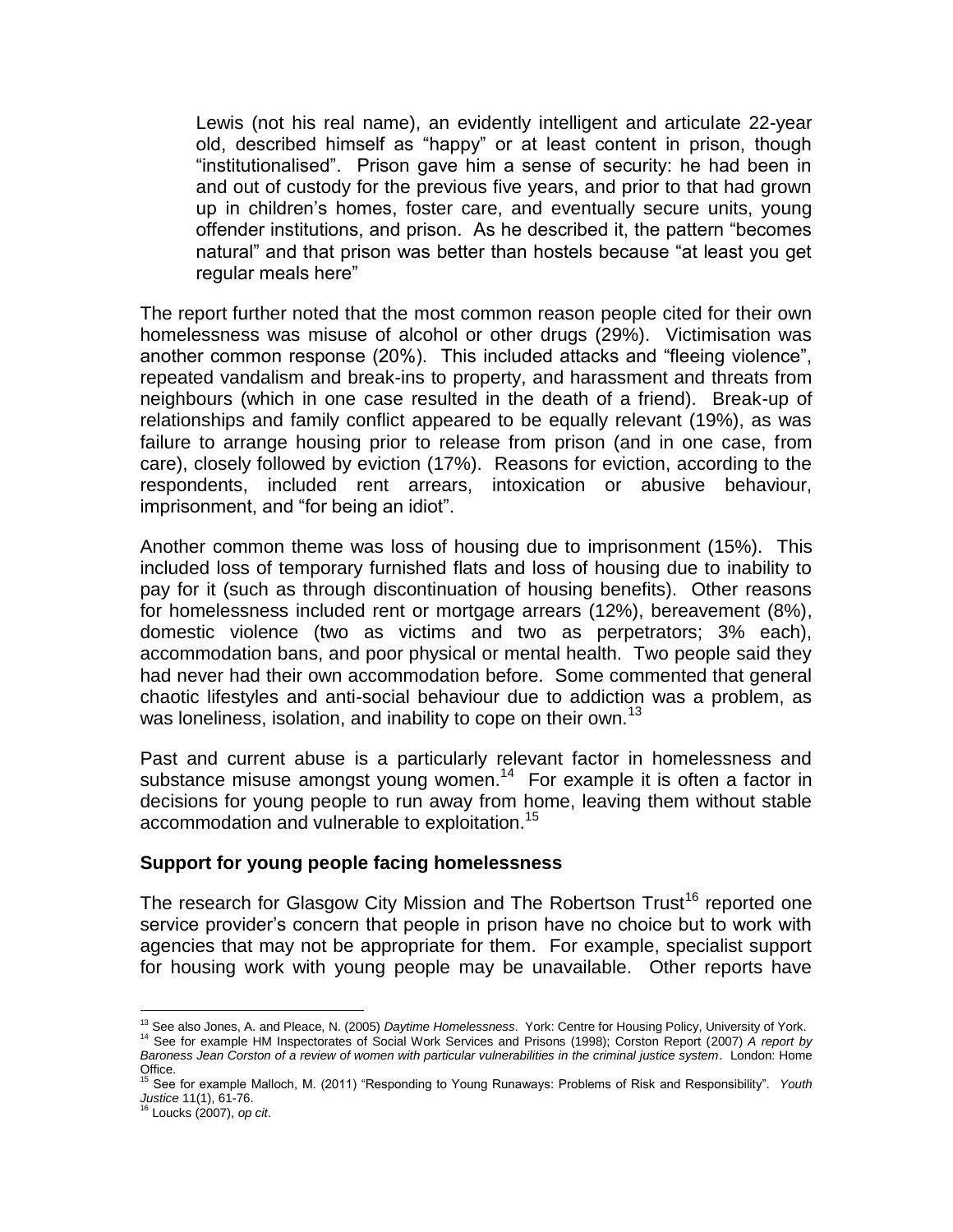> Lewis (not his real name), an evidently intelligent and articulate 22-year old, described himself as "happy" or at least content in prison, though "institutionalised". Prison gave him a sense of security: he had been in and out of custody for the previous five years, and prior to that had grown up in children's homes, foster care, and eventually secure units, young offender institutions, and prison. As he described it, the pattern "becomes natural" and that prison was better than hostels because "at least you get regular meals here"

The report further noted that the most common reason people cited for their own homelessness was misuse of alcohol or other drugs (29%). Victimisation was another common response (20%). This included attacks and "fleeing violence", repeated vandalism and break-ins to property, and harassment and threats from neighbours (which in one case resulted in the death of a friend). Break-up of relationships and family conflict appeared to be equally relevant (19%), as was failure to arrange housing prior to release from prison (and in one case, from care), closely followed by eviction (17%). Reasons for eviction, according to the respondents, included rent arrears, intoxication or abusive behaviour, imprisonment, and "for being an idiot".

Another common theme was loss of housing due to imprisonment (15%). This included loss of temporary furnished flats and loss of housing due to inability to pay for it (such as through discontinuation of housing benefits). Other reasons for homelessness included rent or mortgage arrears (12%), bereavement (8%), domestic violence (two as victims and two as perpetrators; 3% each), accommodation bans, and poor physical or mental health. Two people said they had never had their own accommodation before. Some commented that general chaotic lifestyles and anti-social behaviour due to addiction was a problem, as was loneliness, isolation, and inability to cope on their own.[13]

Past and current abuse is a particularly relevant factor in homelessness and substance misuse amongst young women.[14] For example it is often a factor in decisions for young people to run away from home, leaving them without stable accommodation and vulnerable to exploitation.[15]

### Support for young people facing homelessness

The research for Glasgow City Mission and The Robertson Trust[16] reported one service provider's concern that people in prison have no choice but to work with agencies that may not be appropriate for them. For example, specialist support for housing work with young people may be unavailable. Other reports have

---

[13] See also Jones, A. and Pleace, N. (2005) *Daytime Homelessness*. York: Centre for Housing Policy, University of York.

[14] See for example HM Inspectorates of Social Work Services and Prisons (1998); Corston Report (2007) *A report by Baroness Jean Corston of a review of women with particular vulnerabilities in the criminal justice system*. London: Home Office.

[15] See for example Malloch, M. (2011) "Responding to Young Runaways: Problems of Risk and Responsibility". *Youth Justice* 11(1), 61-76.

[16] Loucks (2007), *op cit*.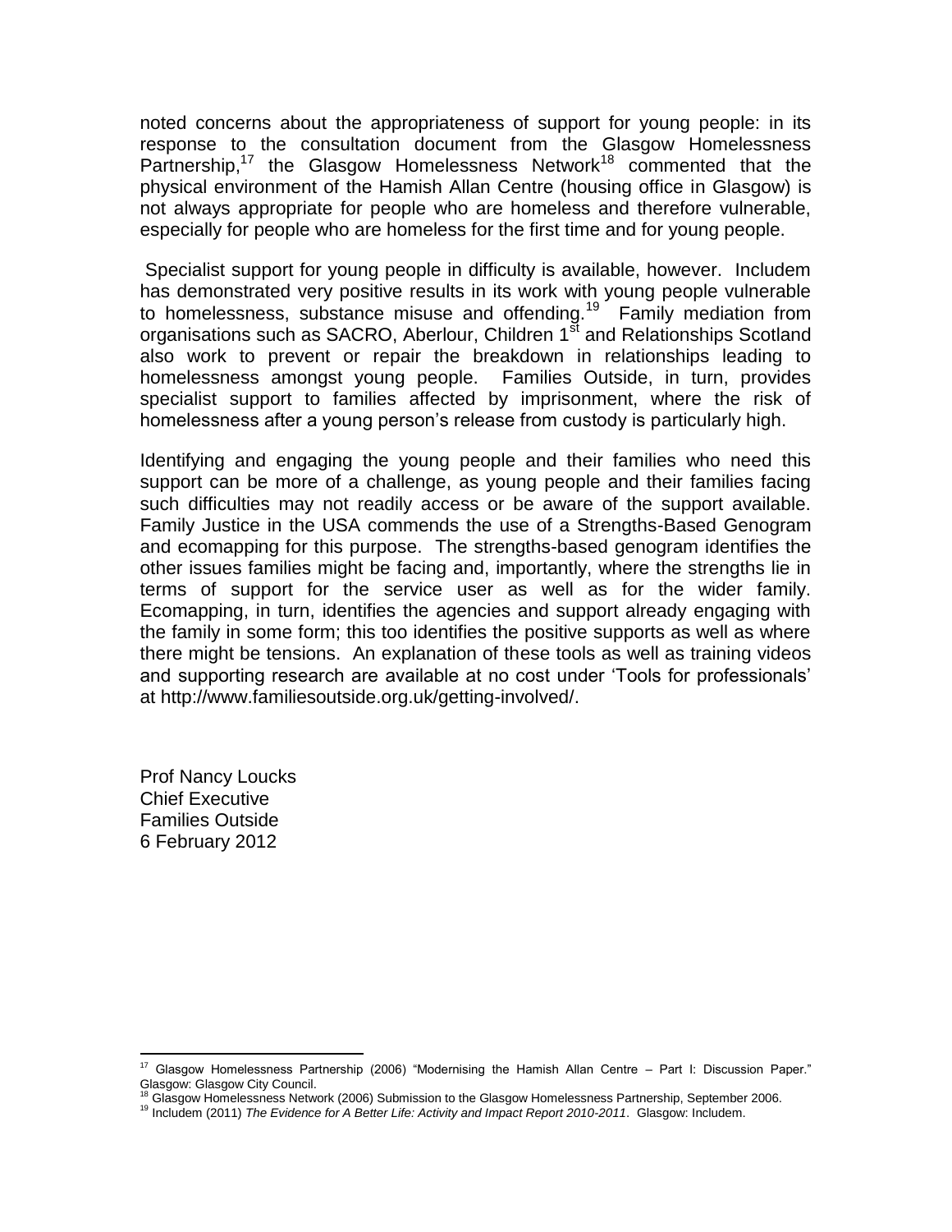noted concerns about the appropriateness of support for young people: in its response to the consultation document from the Glasgow Homelessness Partnership,[17] the Glasgow Homelessness Network[18] commented that the physical environment of the Hamish Allan Centre (housing office in Glasgow) is not always appropriate for people who are homeless and therefore vulnerable, especially for people who are homeless for the first time and for young people.

Specialist support for young people in difficulty is available, however. Includem has demonstrated very positive results in its work with young people vulnerable to homelessness, substance misuse and offending.[19] Family mediation from organisations such as SACRO, Aberlour, Children 1st and Relationships Scotland also work to prevent or repair the breakdown in relationships leading to homelessness amongst young people. Families Outside, in turn, provides specialist support to families affected by imprisonment, where the risk of homelessness after a young person's release from custody is particularly high.

Identifying and engaging the young people and their families who need this support can be more of a challenge, as young people and their families facing such difficulties may not readily access or be aware of the support available. Family Justice in the USA commends the use of a Strengths-Based Genogram and ecomapping for this purpose. The strengths-based genogram identifies the other issues families might be facing and, importantly, where the strengths lie in terms of support for the service user as well as for the wider family. Ecomapping, in turn, identifies the agencies and support already engaging with the family in some form; this too identifies the positive supports as well as where there might be tensions. An explanation of these tools as well as training videos and supporting research are available at no cost under 'Tools for professionals' at http://www.familiesoutside.org.uk/getting-involved/.

Prof Nancy Loucks
Chief Executive
Families Outside
6 February 2012

---

[17] Glasgow Homelessness Partnership (2006) "Modernising the Hamish Allan Centre – Part I: Discussion Paper." Glasgow: Glasgow City Council.

[18] Glasgow Homelessness Network (2006) Submission to the Glasgow Homelessness Partnership, September 2006.

[19] Includem (2011) *The Evidence for A Better Life: Activity and Impact Report 2010-2011*. Glasgow: Includem.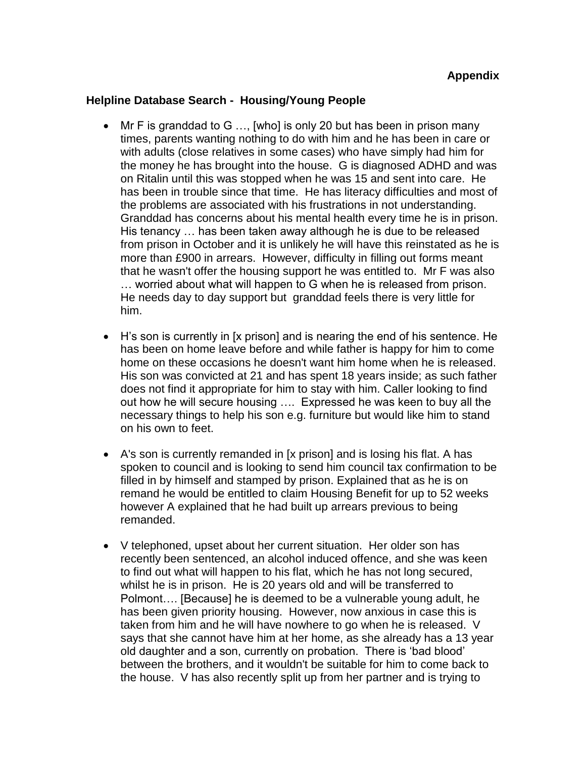**Appendix**

**Helpline Database Search - Housing/Young People**

- Mr F is granddad to G …, [who] is only 20 but has been in prison many times, parents wanting nothing to do with him and he has been in care or with adults (close relatives in some cases) who have simply had him for the money he has brought into the house. G is diagnosed ADHD and was on Ritalin until this was stopped when he was 15 and sent into care. He has been in trouble since that time. He has literacy difficulties and most of the problems are associated with his frustrations in not understanding. Granddad has concerns about his mental health every time he is in prison. His tenancy … has been taken away although he is due to be released from prison in October and it is unlikely he will have this reinstated as he is more than £900 in arrears. However, difficulty in filling out forms meant that he wasn't offer the housing support he was entitled to. Mr F was also … worried about what will happen to G when he is released from prison. He needs day to day support but granddad feels there is very little for him.

- H's son is currently in [x prison] and is nearing the end of his sentence. He has been on home leave before and while father is happy for him to come home on these occasions he doesn't want him home when he is released. His son was convicted at 21 and has spent 18 years inside; as such father does not find it appropriate for him to stay with him. Caller looking to find out how he will secure housing …. Expressed he was keen to buy all the necessary things to help his son e.g. furniture but would like him to stand on his own to feet.

- A's son is currently remanded in [x prison] and is losing his flat. A has spoken to council and is looking to send him council tax confirmation to be filled in by himself and stamped by prison. Explained that as he is on remand he would be entitled to claim Housing Benefit for up to 52 weeks however A explained that he had built up arrears previous to being remanded.

- V telephoned, upset about her current situation. Her older son has recently been sentenced, an alcohol induced offence, and she was keen to find out what will happen to his flat, which he has not long secured, whilst he is in prison. He is 20 years old and will be transferred to Polmont…. [Because] he is deemed to be a vulnerable young adult, he has been given priority housing. However, now anxious in case this is taken from him and he will have nowhere to go when he is released. V says that she cannot have him at her home, as she already has a 13 year old daughter and a son, currently on probation. There is 'bad blood' between the brothers, and it wouldn't be suitable for him to come back to the house. V has also recently split up from her partner and is trying to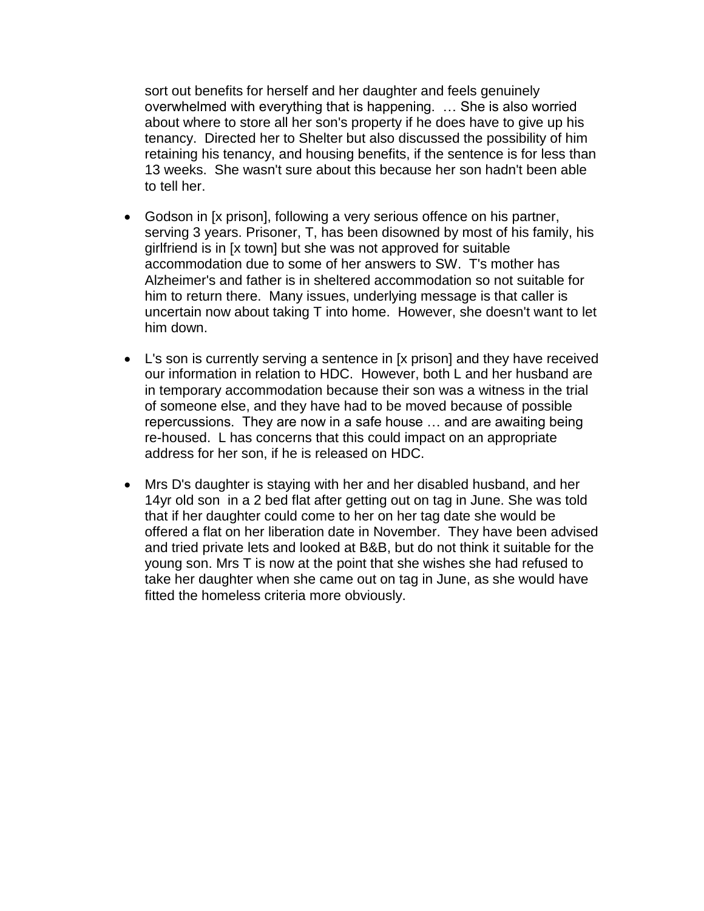sort out benefits for herself and her daughter and feels genuinely overwhelmed with everything that is happening. … She is also worried about where to store all her son's property if he does have to give up his tenancy. Directed her to Shelter but also discussed the possibility of him retaining his tenancy, and housing benefits, if the sentence is for less than 13 weeks. She wasn't sure about this because her son hadn't been able to tell her.

- Godson in [x prison], following a very serious offence on his partner, serving 3 years. Prisoner, T, has been disowned by most of his family, his girlfriend is in [x town] but she was not approved for suitable accommodation due to some of her answers to SW. T's mother has Alzheimer's and father is in sheltered accommodation so not suitable for him to return there. Many issues, underlying message is that caller is uncertain now about taking T into home. However, she doesn't want to let him down.

- L's son is currently serving a sentence in [x prison] and they have received our information in relation to HDC. However, both L and her husband are in temporary accommodation because their son was a witness in the trial of someone else, and they have had to be moved because of possible repercussions. They are now in a safe house … and are awaiting being re-housed. L has concerns that this could impact on an appropriate address for her son, if he is released on HDC.

- Mrs D's daughter is staying with her and her disabled husband, and her 14yr old son in a 2 bed flat after getting out on tag in June. She was told that if her daughter could come to her on her tag date she would be offered a flat on her liberation date in November. They have been advised and tried private lets and looked at B&B, but do not think it suitable for the young son. Mrs T is now at the point that she wishes she had refused to take her daughter when she came out on tag in June, as she would have fitted the homeless criteria more obviously.